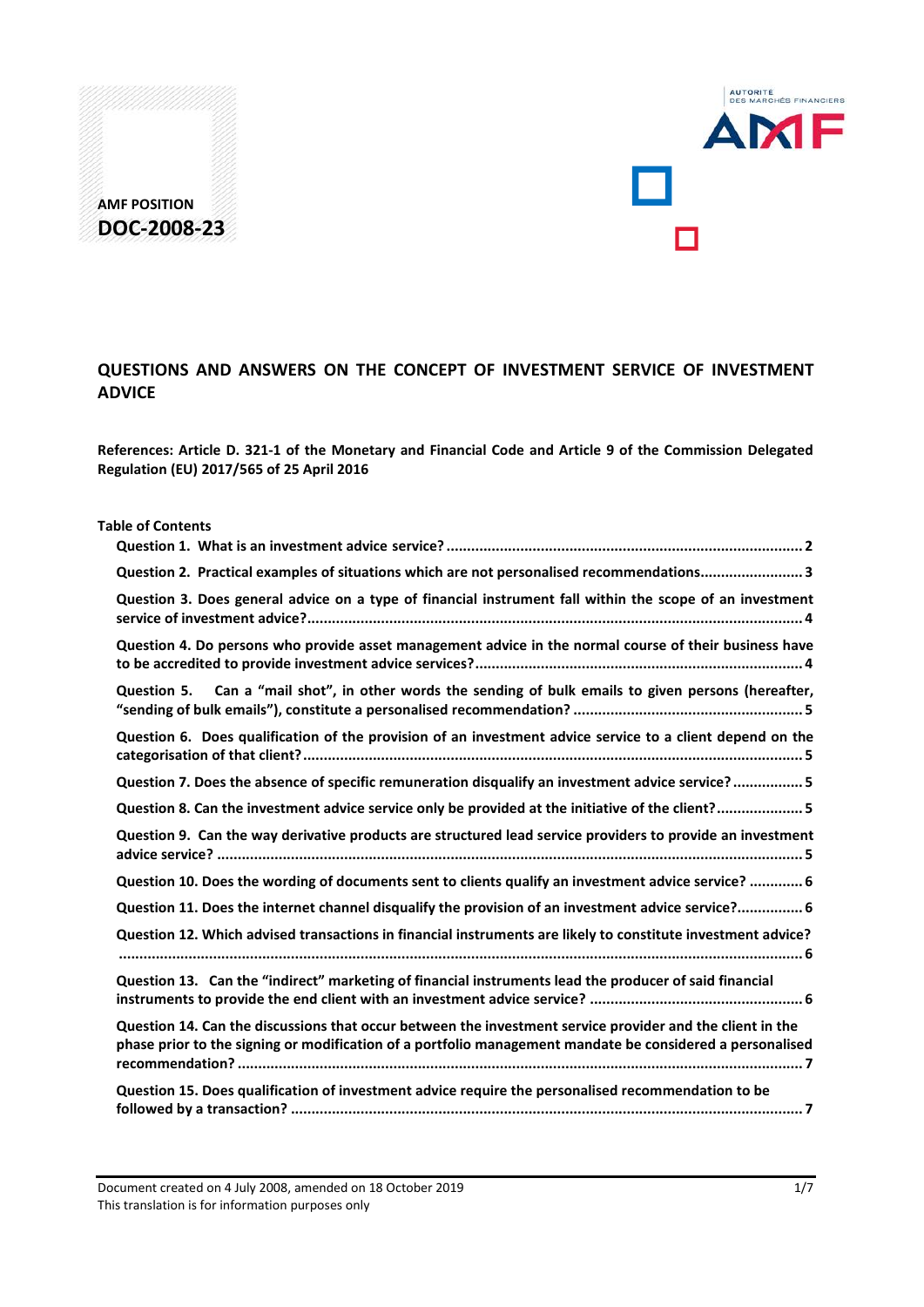AMF POSITION

**DOC-2008-23**

AUTORITE DES MARCHÉS FINANCIERS

AMF

# QUESTIONS AND ANSWERS ON THE CONCEPT OF INVESTMENT SERVICE OF INVESTMENT ADVICE

**References: Article D. 321-1 of the Monetary and Financial Code and Article 9 of the Commission Delegated Regulation (EU) 2017/565 of 25 April 2016**

**Table of Contents**

**Question 1. What is an investment advice service? .......... 2**

**Question 2. Practical examples of situations which are not personalised recommendations.......... 3**

**Question 3. Does general advice on a type of financial instrument fall within the scope of an investment service of investment advice? .......... 4**

**Question 4. Do persons who provide asset management advice in the normal course of their business have to be accredited to provide investment advice services? .......... 4**

**Question 5. Can a "mail shot", in other words the sending of bulk emails to given persons (hereafter, "sending of bulk emails"), constitute a personalised recommendation? .......... 5**

**Question 6. Does qualification of the provision of an investment advice service to a client depend on the categorisation of that client? .......... 5**

**Question 7. Does the absence of specific remuneration disqualify an investment advice service? .......... 5**

**Question 8. Can the investment advice service only be provided at the initiative of the client? .......... 5**

**Question 9. Can the way derivative products are structured lead service providers to provide an investment advice service? .......... 5**

**Question 10. Does the wording of documents sent to clients qualify an investment advice service? .......... 6**

**Question 11. Does the internet channel disqualify the provision of an investment advice service? .......... 6**

**Question 12. Which advised transactions in financial instruments are likely to constitute investment advice? .......... 6**

**Question 13. Can the "indirect" marketing of financial instruments lead the producer of said financial instruments to provide the end client with an investment advice service? .......... 6**

**Question 14. Can the discussions that occur between the investment service provider and the client in the phase prior to the signing or modification of a portfolio management mandate be considered a personalised recommendation? .......... 7**

**Question 15. Does qualification of investment advice require the personalised recommendation to be followed by a transaction? .......... 7**

Document created on 4 July 2008, amended on 18 October 2019

This translation is for information purposes only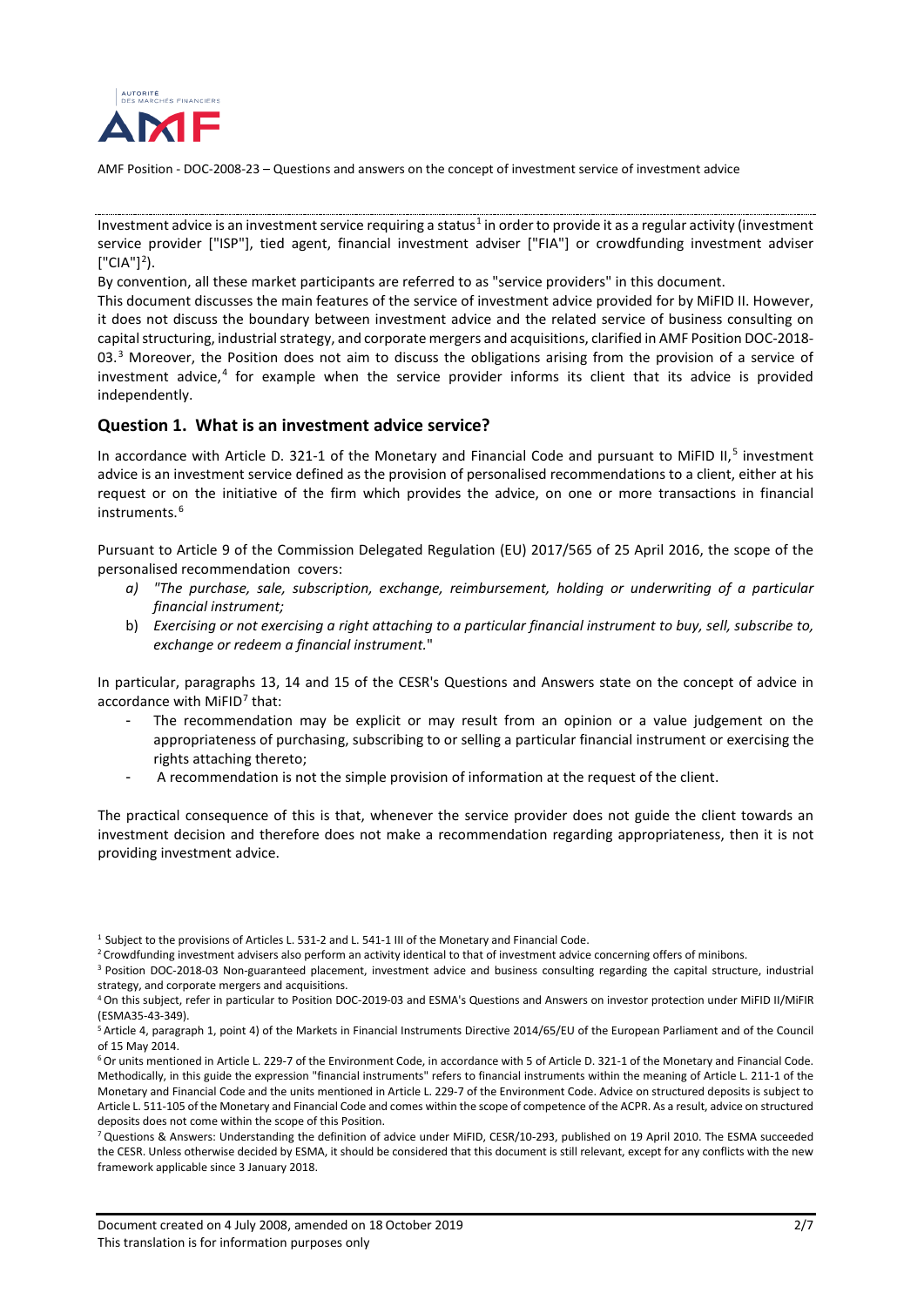Investment advice is an investment service requiring a status[1] in order to provide it as a regular activity (investment service provider ["ISP"], tied agent, financial investment adviser ["FIA"] or crowdfunding investment adviser ["CIA"][2]).

By convention, all these market participants are referred to as "service providers" in this document.

This document discusses the main features of the service of investment advice provided for by MiFID II. However, it does not discuss the boundary between investment advice and the related service of business consulting on capital structuring, industrial strategy, and corporate mergers and acquisitions, clarified in AMF Position DOC-2018-03.[3] Moreover, the Position does not aim to discuss the obligations arising from the provision of a service of investment advice,[4] for example when the service provider informs its client that its advice is provided independently.

## Question 1. What is an investment advice service?

In accordance with Article D. 321-1 of the Monetary and Financial Code and pursuant to MiFID II,[5] investment advice is an investment service defined as the provision of personalised recommendations to a client, either at his request or on the initiative of the firm which provides the advice, on one or more transactions in financial instruments.[6]

Pursuant to Article 9 of the Commission Delegated Regulation (EU) 2017/565 of 25 April 2016, the scope of the personalised recommendation covers:

a) *"The purchase, sale, subscription, exchange, reimbursement, holding or underwriting of a particular financial instrument;*
b) *Exercising or not exercising a right attaching to a particular financial instrument to buy, sell, subscribe to, exchange or redeem a financial instrument.*"

In particular, paragraphs 13, 14 and 15 of the CESR's Questions and Answers state on the concept of advice in accordance with MiFID[7] that:

- The recommendation may be explicit or may result from an opinion or a value judgement on the appropriateness of purchasing, subscribing to or selling a particular financial instrument or exercising the rights attaching thereto;
- A recommendation is not the simple provision of information at the request of the client.

The practical consequence of this is that, whenever the service provider does not guide the client towards an investment decision and therefore does not make a recommendation regarding appropriateness, then it is not providing investment advice.

---

[1] Subject to the provisions of Articles L. 531-2 and L. 541-1 III of the Monetary and Financial Code.

[2] Crowdfunding investment advisers also perform an activity identical to that of investment advice concerning offers of minibons.

[3] Position DOC-2018-03 Non-guaranteed placement, investment advice and business consulting regarding the capital structure, industrial strategy, and corporate mergers and acquisitions.

[4] On this subject, refer in particular to Position DOC-2019-03 and ESMA's Questions and Answers on investor protection under MiFID II/MiFIR (ESMA35-43-349).

[5] Article 4, paragraph 1, point 4) of the Markets in Financial Instruments Directive 2014/65/EU of the European Parliament and of the Council of 15 May 2014.

[6] Or units mentioned in Article L. 229-7 of the Environment Code, in accordance with 5 of Article D. 321-1 of the Monetary and Financial Code. Methodically, in this guide the expression "financial instruments" refers to financial instruments within the meaning of Article L. 211-1 of the Monetary and Financial Code and the units mentioned in Article L. 229-7 of the Environment Code. Advice on structured deposits is subject to Article L. 511-105 of the Monetary and Financial Code and comes within the scope of competence of the ACPR. As a result, advice on structured deposits does not come within the scope of this Position.

[7] Questions & Answers: Understanding the definition of advice under MiFID, CESR/10-293, published on 19 April 2010. The ESMA succeeded the CESR. Unless otherwise decided by ESMA, it should be considered that this document is still relevant, except for any conflicts with the new framework applicable since 3 January 2018.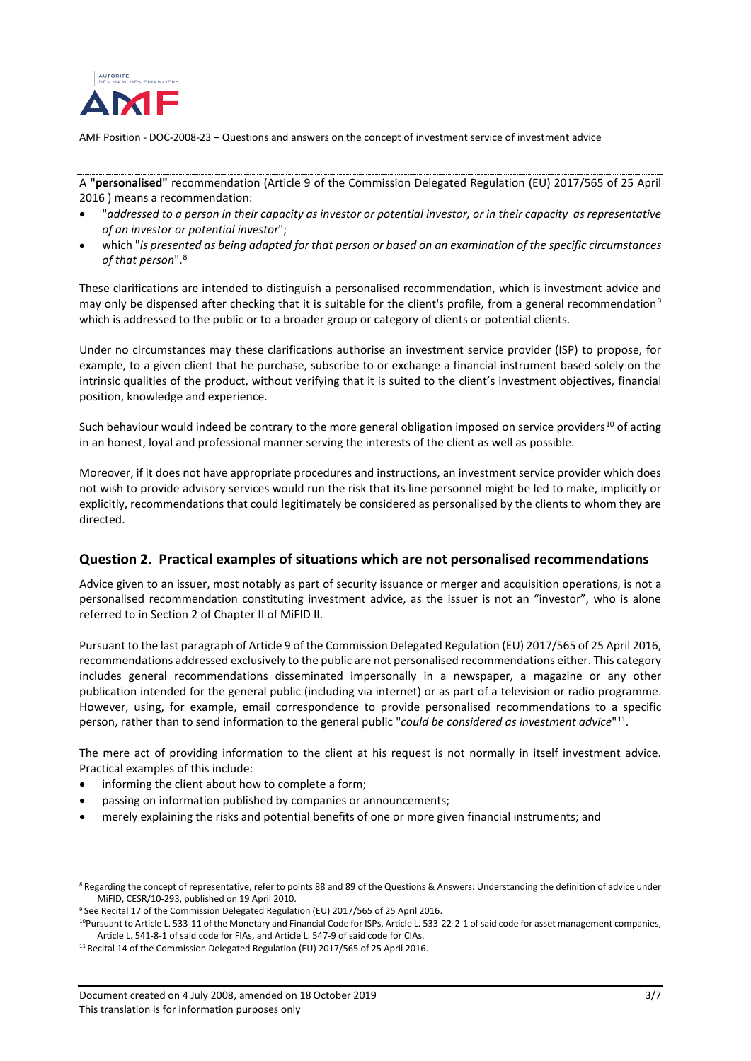A **"personalised"** recommendation (Article 9 of the Commission Delegated Regulation (EU) 2017/565 of 25 April 2016 ) means a recommendation:

- "*addressed to a person in their capacity as investor or potential investor, or in their capacity as representative of an investor or potential investor*";
- which "*is presented as being adapted for that person or based on an examination of the specific circumstances of that person*".[8]

These clarifications are intended to distinguish a personalised recommendation, which is investment advice and may only be dispensed after checking that it is suitable for the client's profile, from a general recommendation[9] which is addressed to the public or to a broader group or category of clients or potential clients.

Under no circumstances may these clarifications authorise an investment service provider (ISP) to propose, for example, to a given client that he purchase, subscribe to or exchange a financial instrument based solely on the intrinsic qualities of the product, without verifying that it is suited to the client's investment objectives, financial position, knowledge and experience.

Such behaviour would indeed be contrary to the more general obligation imposed on service providers[10] of acting in an honest, loyal and professional manner serving the interests of the client as well as possible.

Moreover, if it does not have appropriate procedures and instructions, an investment service provider which does not wish to provide advisory services would run the risk that its line personnel might be led to make, implicitly or explicitly, recommendations that could legitimately be considered as personalised by the clients to whom they are directed.

## Question 2. Practical examples of situations which are not personalised recommendations

Advice given to an issuer, most notably as part of security issuance or merger and acquisition operations, is not a personalised recommendation constituting investment advice, as the issuer is not an "investor", who is alone referred to in Section 2 of Chapter II of MiFID II.

Pursuant to the last paragraph of Article 9 of the Commission Delegated Regulation (EU) 2017/565 of 25 April 2016, recommendations addressed exclusively to the public are not personalised recommendations either. This category includes general recommendations disseminated impersonally in a newspaper, a magazine or any other publication intended for the general public (including via internet) or as part of a television or radio programme. However, using, for example, email correspondence to provide personalised recommendations to a specific person, rather than to send information to the general public "*could be considered as investment advice*"[11].

The mere act of providing information to the client at his request is not normally in itself investment advice. Practical examples of this include:

- informing the client about how to complete a form;
- passing on information published by companies or announcements;
- merely explaining the risks and potential benefits of one or more given financial instruments; and

[8] Regarding the concept of representative, refer to points 88 and 89 of the Questions & Answers: Understanding the definition of advice under MiFID, CESR/10-293, published on 19 April 2010.

[9] See Recital 17 of the Commission Delegated Regulation (EU) 2017/565 of 25 April 2016.

[10] Pursuant to Article L. 533-11 of the Monetary and Financial Code for ISPs, Article L. 533-22-2-1 of said code for asset management companies, Article L. 541-8-1 of said code for FIAs, and Article L. 547-9 of said code for CIAs.

[11] Recital 14 of the Commission Delegated Regulation (EU) 2017/565 of 25 April 2016.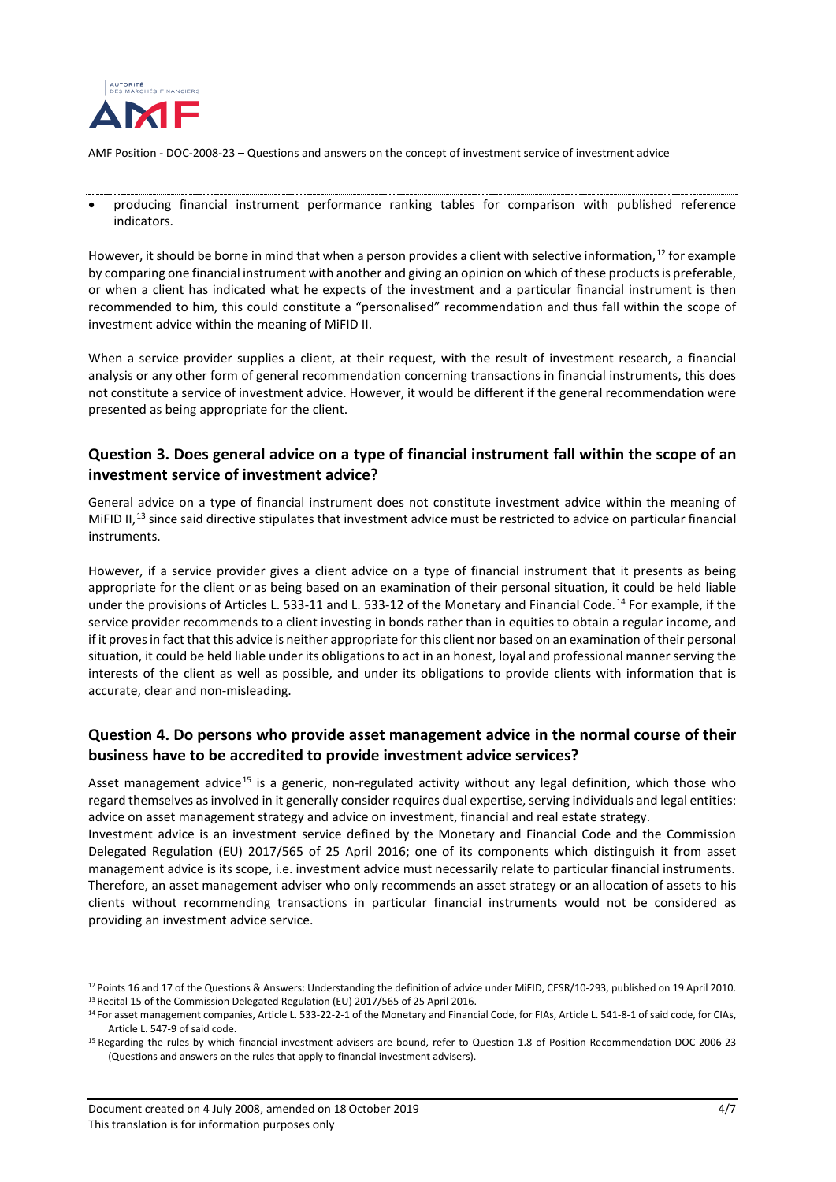- producing financial instrument performance ranking tables for comparison with published reference indicators.

However, it should be borne in mind that when a person provides a client with selective information,[12] for example by comparing one financial instrument with another and giving an opinion on which of these products is preferable, or when a client has indicated what he expects of the investment and a particular financial instrument is then recommended to him, this could constitute a "personalised" recommendation and thus fall within the scope of investment advice within the meaning of MiFID II.

When a service provider supplies a client, at their request, with the result of investment research, a financial analysis or any other form of general recommendation concerning transactions in financial instruments, this does not constitute a service of investment advice. However, it would be different if the general recommendation were presented as being appropriate for the client.

## Question 3. Does general advice on a type of financial instrument fall within the scope of an investment service of investment advice?

General advice on a type of financial instrument does not constitute investment advice within the meaning of MiFID II,[13] since said directive stipulates that investment advice must be restricted to advice on particular financial instruments.

However, if a service provider gives a client advice on a type of financial instrument that it presents as being appropriate for the client or as being based on an examination of their personal situation, it could be held liable under the provisions of Articles L. 533-11 and L. 533-12 of the Monetary and Financial Code.[14] For example, if the service provider recommends to a client investing in bonds rather than in equities to obtain a regular income, and if it proves in fact that this advice is neither appropriate for this client nor based on an examination of their personal situation, it could be held liable under its obligations to act in an honest, loyal and professional manner serving the interests of the client as well as possible, and under its obligations to provide clients with information that is accurate, clear and non-misleading.

## Question 4. Do persons who provide asset management advice in the normal course of their business have to be accredited to provide investment advice services?

Asset management advice[15] is a generic, non-regulated activity without any legal definition, which those who regard themselves as involved in it generally consider requires dual expertise, serving individuals and legal entities: advice on asset management strategy and advice on investment, financial and real estate strategy.

Investment advice is an investment service defined by the Monetary and Financial Code and the Commission Delegated Regulation (EU) 2017/565 of 25 April 2016; one of its components which distinguish it from asset management advice is its scope, i.e. investment advice must necessarily relate to particular financial instruments. Therefore, an asset management adviser who only recommends an asset strategy or an allocation of assets to his clients without recommending transactions in particular financial instruments would not be considered as providing an investment advice service.

---

[12] Points 16 and 17 of the Questions & Answers: Understanding the definition of advice under MiFID, CESR/10-293, published on 19 April 2010.

[13] Recital 15 of the Commission Delegated Regulation (EU) 2017/565 of 25 April 2016.

[14] For asset management companies, Article L. 533-22-2-1 of the Monetary and Financial Code, for FIAs, Article L. 541-8-1 of said code, for CIAs, Article L. 547-9 of said code.

[15] Regarding the rules by which financial investment advisers are bound, refer to Question 1.8 of Position-Recommendation DOC-2006-23 (Questions and answers on the rules that apply to financial investment advisers).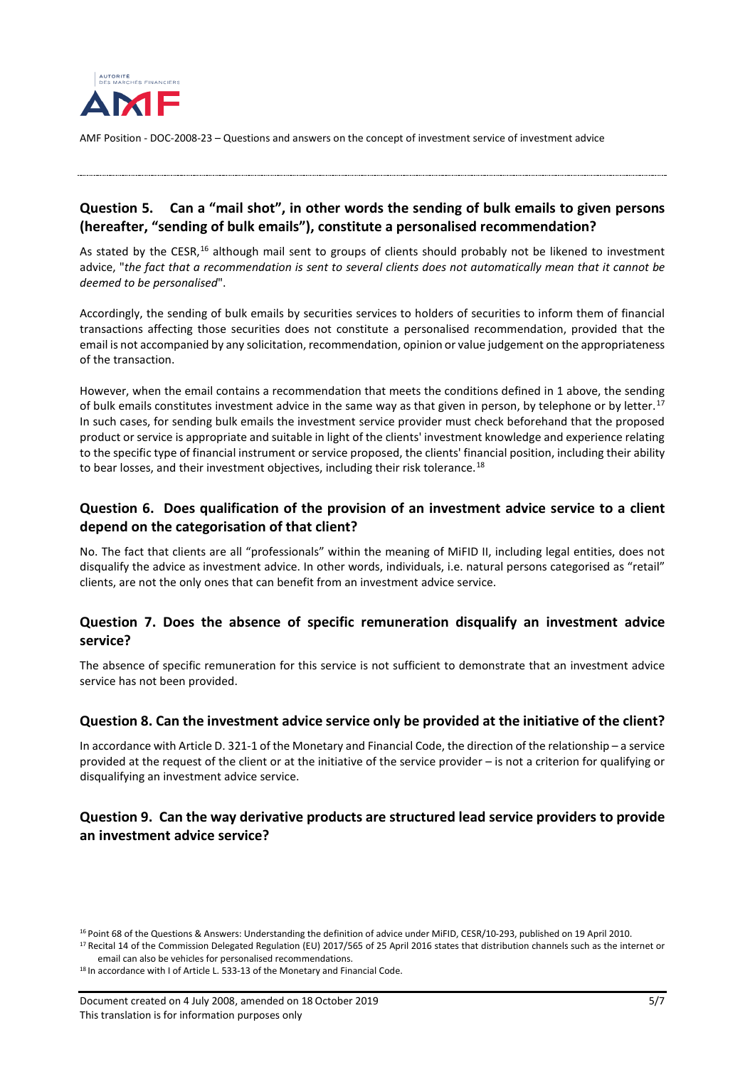## Question 5. Can a "mail shot", in other words the sending of bulk emails to given persons (hereafter, "sending of bulk emails"), constitute a personalised recommendation?

As stated by the CESR,[16] although mail sent to groups of clients should probably not be likened to investment advice, "*the fact that a recommendation is sent to several clients does not automatically mean that it cannot be deemed to be personalised*".

Accordingly, the sending of bulk emails by securities services to holders of securities to inform them of financial transactions affecting those securities does not constitute a personalised recommendation, provided that the email is not accompanied by any solicitation, recommendation, opinion or value judgement on the appropriateness of the transaction.

However, when the email contains a recommendation that meets the conditions defined in 1 above, the sending of bulk emails constitutes investment advice in the same way as that given in person, by telephone or by letter.[17] In such cases, for sending bulk emails the investment service provider must check beforehand that the proposed product or service is appropriate and suitable in light of the clients' investment knowledge and experience relating to the specific type of financial instrument or service proposed, the clients' financial position, including their ability to bear losses, and their investment objectives, including their risk tolerance.[18]

## Question 6. Does qualification of the provision of an investment advice service to a client depend on the categorisation of that client?

No. The fact that clients are all "professionals" within the meaning of MiFID II, including legal entities, does not disqualify the advice as investment advice. In other words, individuals, i.e. natural persons categorised as "retail" clients, are not the only ones that can benefit from an investment advice service.

## Question 7. Does the absence of specific remuneration disqualify an investment advice service?

The absence of specific remuneration for this service is not sufficient to demonstrate that an investment advice service has not been provided.

## Question 8. Can the investment advice service only be provided at the initiative of the client?

In accordance with Article D. 321-1 of the Monetary and Financial Code, the direction of the relationship – a service provided at the request of the client or at the initiative of the service provider – is not a criterion for qualifying or disqualifying an investment advice service.

## Question 9. Can the way derivative products are structured lead service providers to provide an investment advice service?

[16] Point 68 of the Questions & Answers: Understanding the definition of advice under MiFID, CESR/10-293, published on 19 April 2010.

[17] Recital 14 of the Commission Delegated Regulation (EU) 2017/565 of 25 April 2016 states that distribution channels such as the internet or email can also be vehicles for personalised recommendations.

[18] In accordance with I of Article L. 533-13 of the Monetary and Financial Code.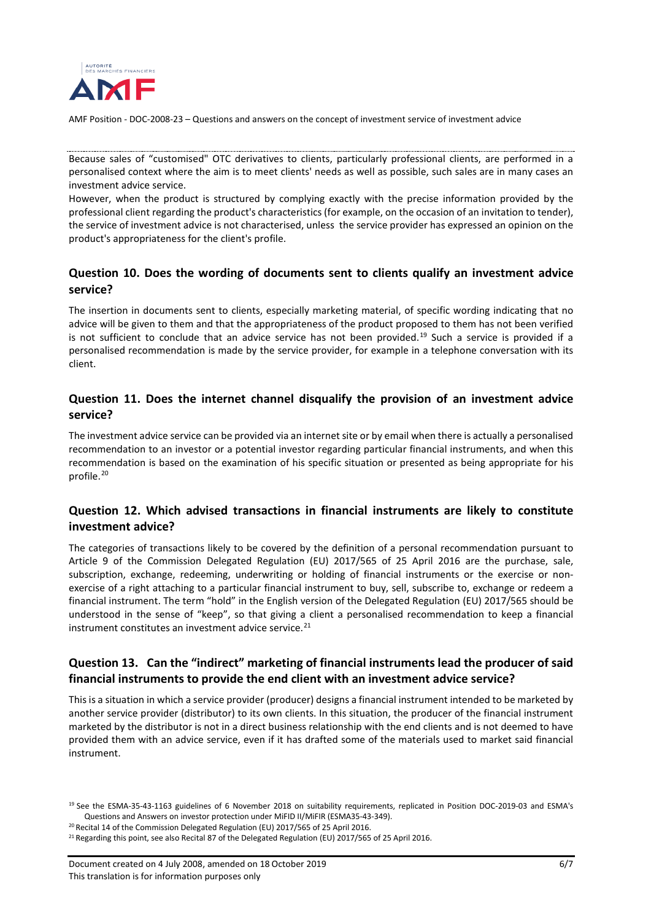Because sales of "customised" OTC derivatives to clients, particularly professional clients, are performed in a personalised context where the aim is to meet clients' needs as well as possible, such sales are in many cases an investment advice service.

However, when the product is structured by complying exactly with the precise information provided by the professional client regarding the product's characteristics (for example, on the occasion of an invitation to tender), the service of investment advice is not characterised, unless the service provider has expressed an opinion on the product's appropriateness for the client's profile.

## Question 10. Does the wording of documents sent to clients qualify an investment advice service?

The insertion in documents sent to clients, especially marketing material, of specific wording indicating that no advice will be given to them and that the appropriateness of the product proposed to them has not been verified is not sufficient to conclude that an advice service has not been provided.[19] Such a service is provided if a personalised recommendation is made by the service provider, for example in a telephone conversation with its client.

## Question 11. Does the internet channel disqualify the provision of an investment advice service?

The investment advice service can be provided via an internet site or by email when there is actually a personalised recommendation to an investor or a potential investor regarding particular financial instruments, and when this recommendation is based on the examination of his specific situation or presented as being appropriate for his profile.[20]

## Question 12. Which advised transactions in financial instruments are likely to constitute investment advice?

The categories of transactions likely to be covered by the definition of a personal recommendation pursuant to Article 9 of the Commission Delegated Regulation (EU) 2017/565 of 25 April 2016 are the purchase, sale, subscription, exchange, redeeming, underwriting or holding of financial instruments or the exercise or non-exercise of a right attaching to a particular financial instrument to buy, sell, subscribe to, exchange or redeem a financial instrument. The term "hold" in the English version of the Delegated Regulation (EU) 2017/565 should be understood in the sense of "keep", so that giving a client a personalised recommendation to keep a financial instrument constitutes an investment advice service.[21]

## Question 13. Can the "indirect" marketing of financial instruments lead the producer of said financial instruments to provide the end client with an investment advice service?

This is a situation in which a service provider (producer) designs a financial instrument intended to be marketed by another service provider (distributor) to its own clients. In this situation, the producer of the financial instrument marketed by the distributor is not in a direct business relationship with the end clients and is not deemed to have provided them with an advice service, even if it has drafted some of the materials used to market said financial instrument.

[19] See the ESMA-35-43-1163 guidelines of 6 November 2018 on suitability requirements, replicated in Position DOC-2019-03 and ESMA's Questions and Answers on investor protection under MiFID II/MiFIR (ESMA35-43-349).

[20] Recital 14 of the Commission Delegated Regulation (EU) 2017/565 of 25 April 2016.

[21] Regarding this point, see also Recital 87 of the Delegated Regulation (EU) 2017/565 of 25 April 2016.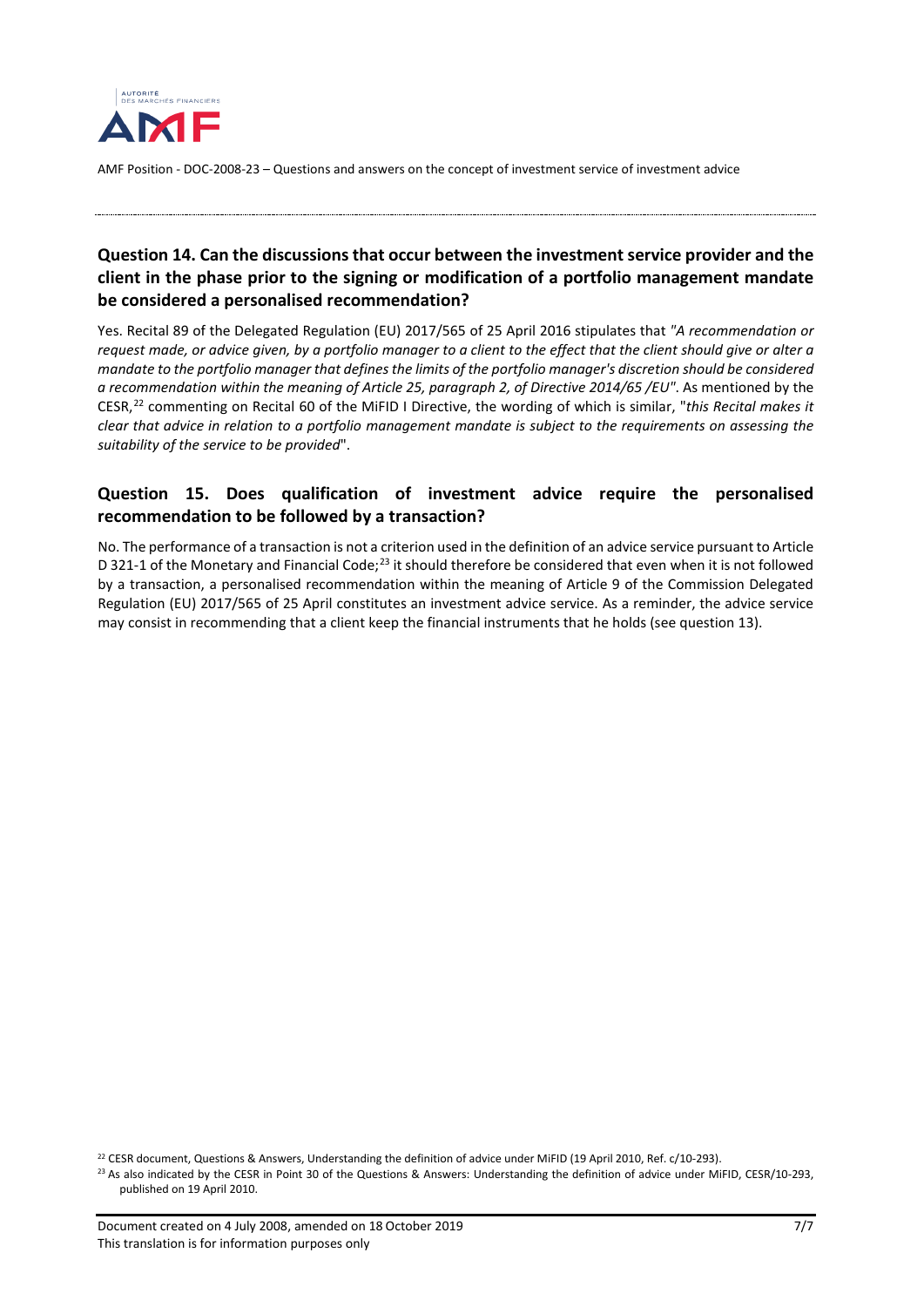## Question 14. Can the discussions that occur between the investment service provider and the client in the phase prior to the signing or modification of a portfolio management mandate be considered a personalised recommendation?

Yes. Recital 89 of the Delegated Regulation (EU) 2017/565 of 25 April 2016 stipulates that *"A recommendation or request made, or advice given, by a portfolio manager to a client to the effect that the client should give or alter a mandate to the portfolio manager that defines the limits of the portfolio manager's discretion should be considered a recommendation within the meaning of Article 25, paragraph 2, of Directive 2014/65 /EU"*. As mentioned by the CESR,[22] commenting on Recital 60 of the MiFID I Directive, the wording of which is similar, "*this Recital makes it clear that advice in relation to a portfolio management mandate is subject to the requirements on assessing the suitability of the service to be provided*".

## Question 15. Does qualification of investment advice require the personalised recommendation to be followed by a transaction?

No. The performance of a transaction is not a criterion used in the definition of an advice service pursuant to Article D 321-1 of the Monetary and Financial Code;[23] it should therefore be considered that even when it is not followed by a transaction, a personalised recommendation within the meaning of Article 9 of the Commission Delegated Regulation (EU) 2017/565 of 25 April constitutes an investment advice service. As a reminder, the advice service may consist in recommending that a client keep the financial instruments that he holds (see question 13).

[22] CESR document, Questions & Answers, Understanding the definition of advice under MiFID (19 April 2010, Ref. c/10-293).

[23] As also indicated by the CESR in Point 30 of the Questions & Answers: Understanding the definition of advice under MiFID, CESR/10-293, published on 19 April 2010.